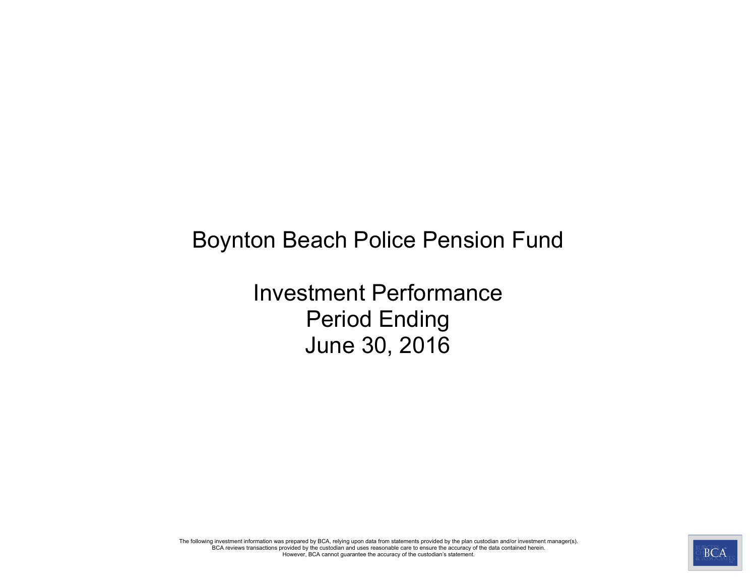# Boynton Beach Police Pension Fund

## Investment Performance
## Period Ending
## June 30, 2016

The following investment information was prepared by BCA, relying upon data from statements provided by the plan custodian and/or investment manager(s).
BCA reviews transactions provided by the custodian and uses reasonable care to ensure the accuracy of the data contained herein.
However, BCA cannot guarantee the accuracy of the custodian's statement.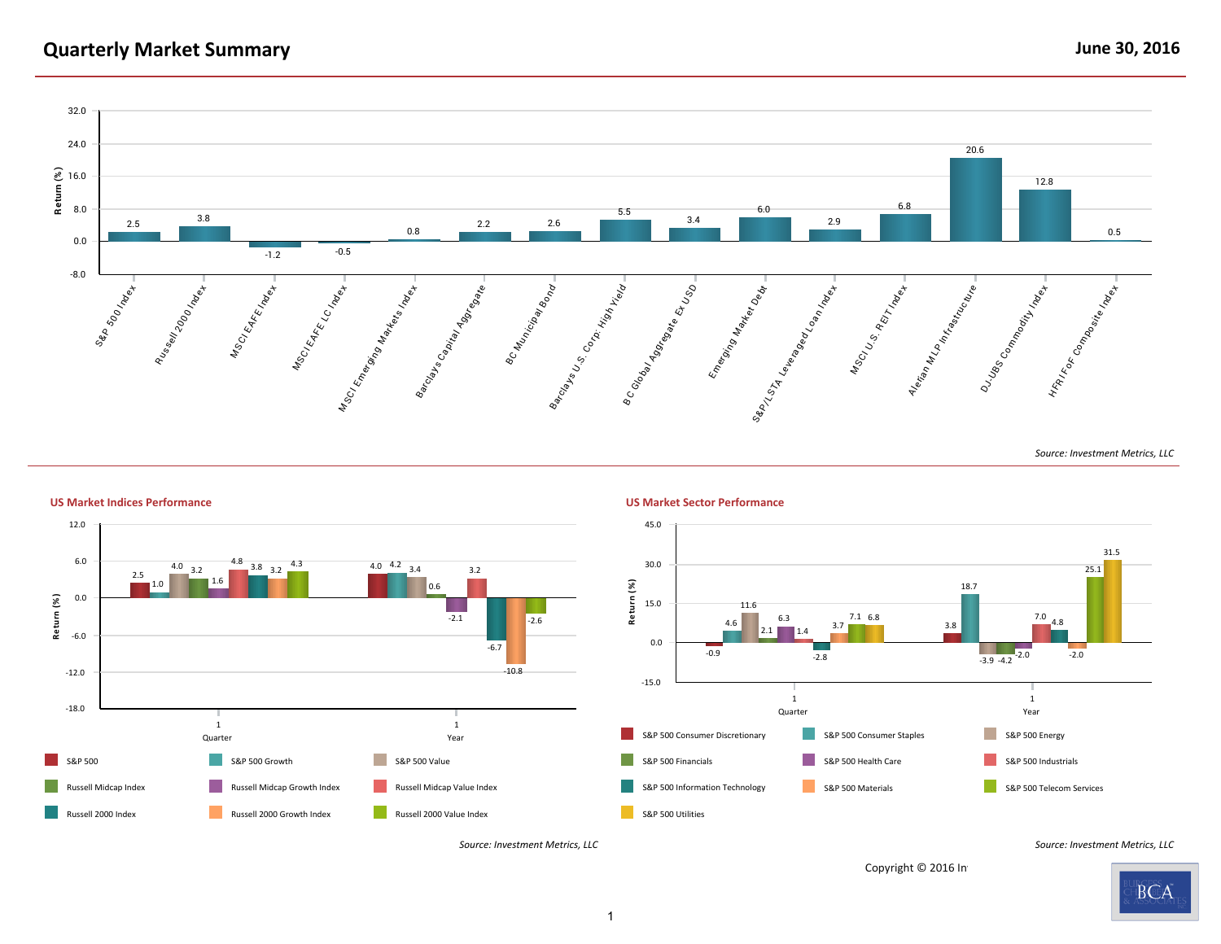# Quarterly Market Summary

**June 30, 2016**

| Index | Return (%) |
|---|---|
| S&P 500 Index | 2.5 |
| Russell 2000 Index | 3.8 |
| MSCI EAFE Index | -1.2 |
| MSCI EAFE LC Index | -0.5 |
| MSCI Emerging Markets Index | 0.8 |
| Barclays Capital Aggregate | 2.2 |
| BC Municipal Bond | 2.6 |
| Barclays U.S. Corp: High Yield | 5.5 |
| B C Global Aggregate Ex USD | 3.4 |
| Emerging Market Debt | 6.0 |
| S&P/LSTA Leveraged Loan Index | 2.9 |
| MSCI U.S. REIT Index | 6.8 |
| Alerian MLP Infrastructure | 20.6 |
| DJ-UBS Commodity Index | 12.8 |
| HFRI FoF Composite Index | 0.5 |

*Source: Investment Metrics, LLC*

## US Market Indices Performance

| Index | Quarter | Year |
|---|---|---|
| S&P 500 | 2.5 | 4.0 |
| S&P 500 Growth | 1.0 | 4.2 |
| S&P 500 Value | 4.0 | 3.4 |
| Russell Midcap Index | 3.2 | 0.6 |
| Russell Midcap Growth Index | 1.6 | -2.1 |
| Russell Midcap Value Index | 4.8 | 3.2 |
| Russell 2000 Index | 3.8 | -6.7 |
| Russell 2000 Growth Index | 3.2 | -10.8 |
| Russell 2000 Value Index | 4.3 | -2.6 |

*Source: Investment Metrics, LLC*

## US Market Sector Performance

| Sector | Quarter | Year |
|---|---|---|
| S&P 500 Consumer Discretionary | -0.9 | 3.8 |
| S&P 500 Consumer Staples | 4.6 | 18.7 |
| S&P 500 Energy | 11.6 | -3.9 |
| S&P 500 Financials | 2.1 | -4.2 |
| S&P 500 Health Care | 6.3 | -2.0 |
| S&P 500 Industrials | 1.4 | 7.0 |
| S&P 500 Information Technology | -2.8 | 4.8 |
| S&P 500 Materials | 3.7 | -2.0 |
| S&P 500 Telecom Services | 7.1 | 25.1 |
| S&P 500 Utilities | 6.8 | 31.5 |

*Source: Investment Metrics, LLC*

Copyright © 2016 In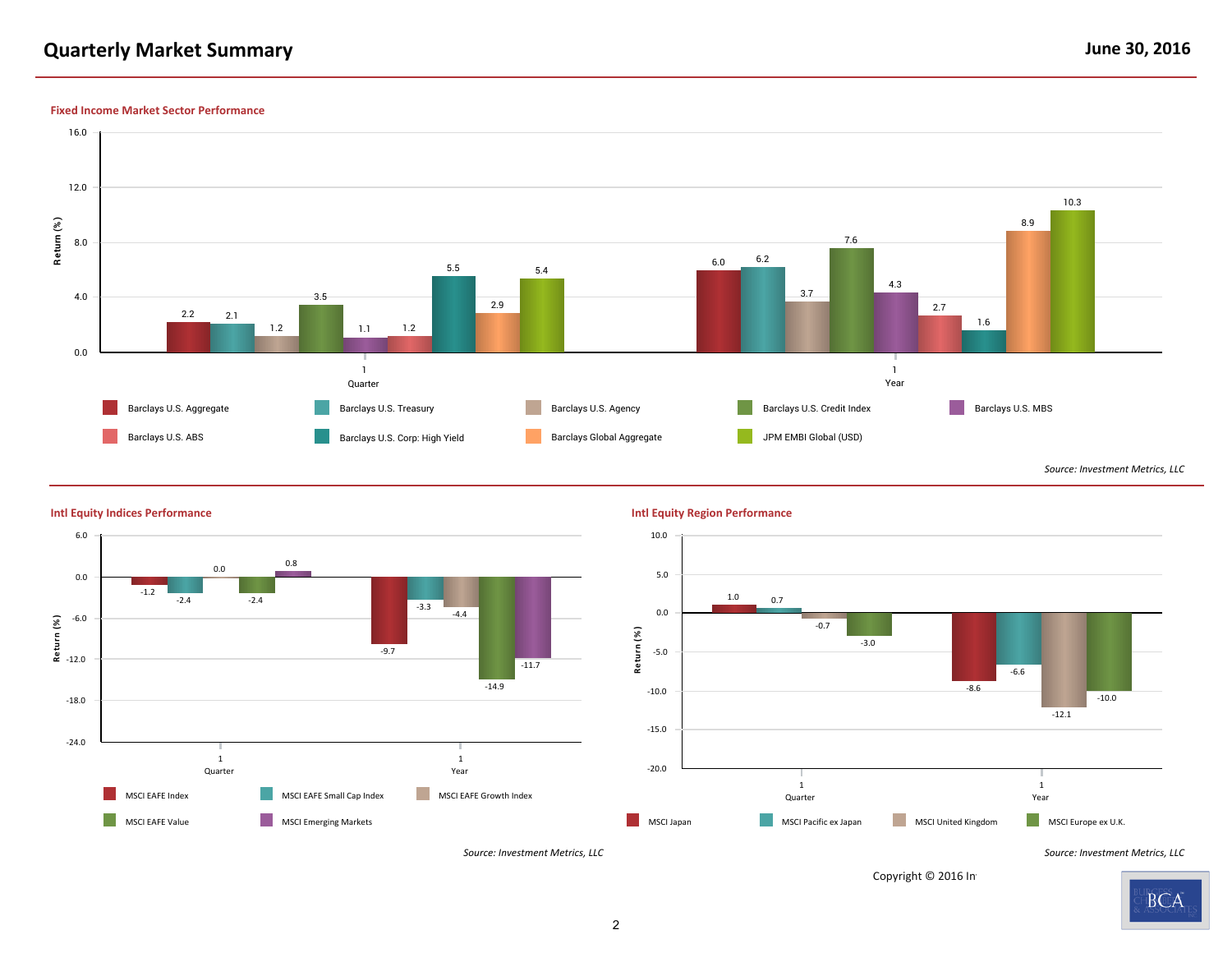# Quarterly Market Summary

June 30, 2016

## Fixed Income Market Sector Performance

| Index | 1 Quarter | 1 Year |
|---|---|---|
| Barclays U.S. Aggregate | 2.2 | 6.0 |
| Barclays U.S. Treasury | 2.1 | 6.2 |
| Barclays U.S. Agency | 1.2 | 3.7 |
| Barclays U.S. Credit Index | 3.5 | 7.6 |
| Barclays U.S. MBS | 1.1 | 4.3 |
| Barclays U.S. ABS | 1.2 | 2.7 |
| Barclays U.S. Corp: High Yield | 5.5 | 1.6 |
| Barclays Global Aggregate | 2.9 | 8.9 |
| JPM EMBI Global (USD) | 5.4 | 10.3 |

*Source: Investment Metrics, LLC*

## Intl Equity Indices Performance

| Index | 1 Quarter | 1 Year |
|---|---|---|
| MSCI EAFE Index | -1.2 | -9.7 |
| MSCI EAFE Small Cap Index | -2.4 | -3.3 |
| MSCI EAFE Growth Index | 0.0 | -4.4 |
| MSCI EAFE Value | -2.4 | -14.9 |
| MSCI Emerging Markets | 0.8 | -11.7 |

*Source: Investment Metrics, LLC*

## Intl Equity Region Performance

| Index | 1 Quarter | 1 Year |
|---|---|---|
| MSCI Japan | 1.0 | -8.6 |
| MSCI Pacific ex Japan | 0.7 | -6.6 |
| MSCI United Kingdom | -0.7 | -12.1 |
| MSCI Europe ex U.K. | -3.0 | -10.0 |

*Source: Investment Metrics, LLC*

Copyright © 2016 In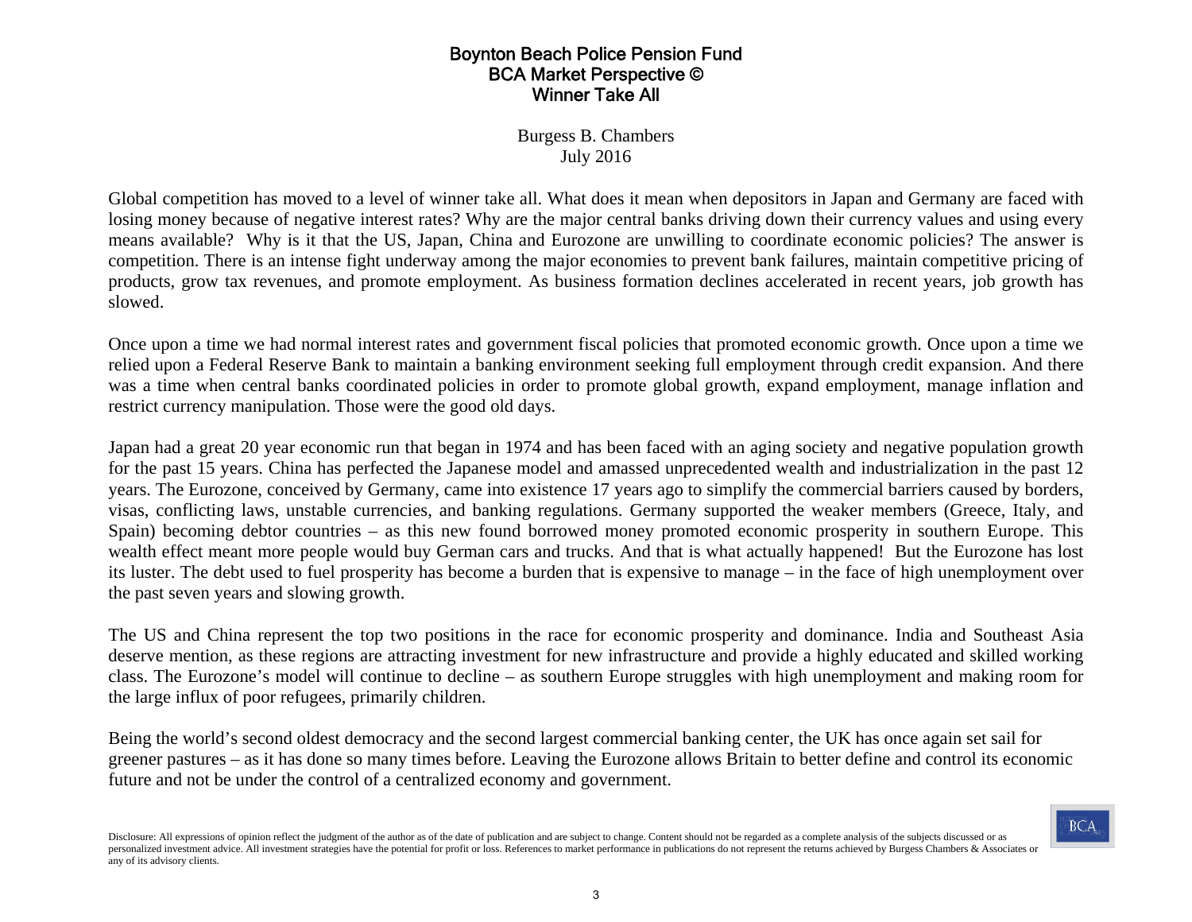# Boynton Beach Police Pension Fund
## BCA Market Perspective ©
## Winner Take All

Burgess B. Chambers
July 2016

Global competition has moved to a level of winner take all. What does it mean when depositors in Japan and Germany are faced with losing money because of negative interest rates? Why are the major central banks driving down their currency values and using every means available? Why is it that the US, Japan, China and Eurozone are unwilling to coordinate economic policies? The answer is competition. There is an intense fight underway among the major economies to prevent bank failures, maintain competitive pricing of products, grow tax revenues, and promote employment. As business formation declines accelerated in recent years, job growth has slowed.

Once upon a time we had normal interest rates and government fiscal policies that promoted economic growth. Once upon a time we relied upon a Federal Reserve Bank to maintain a banking environment seeking full employment through credit expansion. And there was a time when central banks coordinated policies in order to promote global growth, expand employment, manage inflation and restrict currency manipulation. Those were the good old days.

Japan had a great 20 year economic run that began in 1974 and has been faced with an aging society and negative population growth for the past 15 years. China has perfected the Japanese model and amassed unprecedented wealth and industrialization in the past 12 years. The Eurozone, conceived by Germany, came into existence 17 years ago to simplify the commercial barriers caused by borders, visas, conflicting laws, unstable currencies, and banking regulations. Germany supported the weaker members (Greece, Italy, and Spain) becoming debtor countries – as this new found borrowed money promoted economic prosperity in southern Europe. This wealth effect meant more people would buy German cars and trucks. And that is what actually happened! But the Eurozone has lost its luster. The debt used to fuel prosperity has become a burden that is expensive to manage – in the face of high unemployment over the past seven years and slowing growth.

The US and China represent the top two positions in the race for economic prosperity and dominance. India and Southeast Asia deserve mention, as these regions are attracting investment for new infrastructure and provide a highly educated and skilled working class. The Eurozone's model will continue to decline – as southern Europe struggles with high unemployment and making room for the large influx of poor refugees, primarily children.

Being the world's second oldest democracy and the second largest commercial banking center, the UK has once again set sail for greener pastures – as it has done so many times before. Leaving the Eurozone allows Britain to better define and control its economic future and not be under the control of a centralized economy and government.

Disclosure: All expressions of opinion reflect the judgment of the author as of the date of publication and are subject to change. Content should not be regarded as a complete analysis of the subjects discussed or as personalized investment advice. All investment strategies have the potential for profit or loss. References to market performance in publications do not represent the returns achieved by Burgess Chambers & Associates or any of its advisory clients.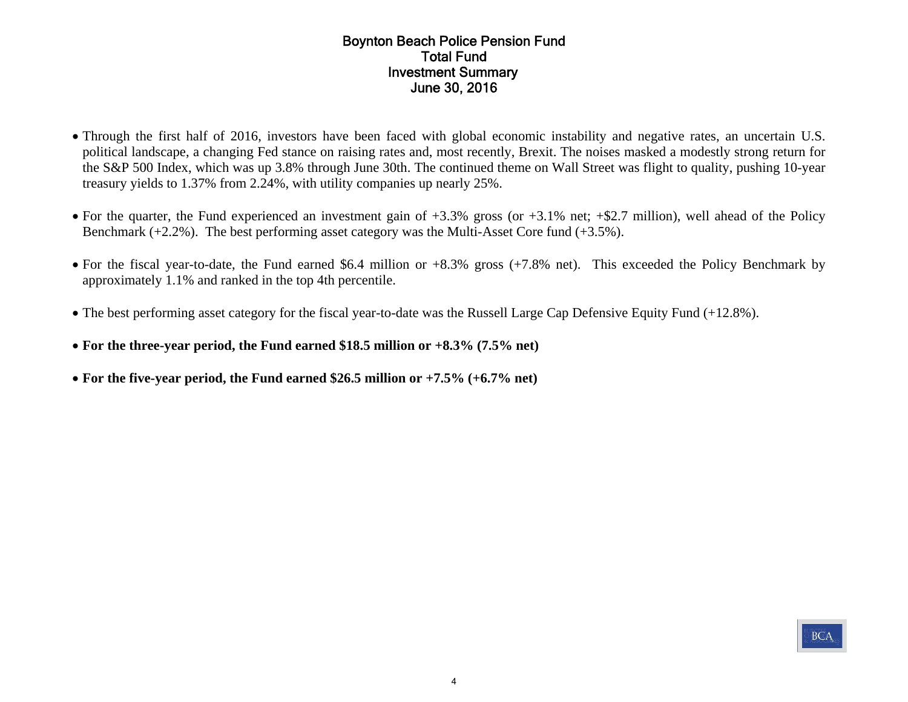# Boynton Beach Police Pension Fund
## Total Fund
## Investment Summary
## June 30, 2016

- Through the first half of 2016, investors have been faced with global economic instability and negative rates, an uncertain U.S. political landscape, a changing Fed stance on raising rates and, most recently, Brexit. The noises masked a modestly strong return for the S&P 500 Index, which was up 3.8% through June 30th. The continued theme on Wall Street was flight to quality, pushing 10-year treasury yields to 1.37% from 2.24%, with utility companies up nearly 25%.

- For the quarter, the Fund experienced an investment gain of +3.3% gross (or +3.1% net; +$2.7 million), well ahead of the Policy Benchmark (+2.2%). The best performing asset category was the Multi-Asset Core fund (+3.5%).

- For the fiscal year-to-date, the Fund earned $6.4 million or +8.3% gross (+7.8% net). This exceeded the Policy Benchmark by approximately 1.1% and ranked in the top 4th percentile.

- The best performing asset category for the fiscal year-to-date was the Russell Large Cap Defensive Equity Fund (+12.8%).

- **For the three-year period, the Fund earned $18.5 million or +8.3% (7.5% net)**

- **For the five-year period, the Fund earned $26.5 million or +7.5% (+6.7% net)**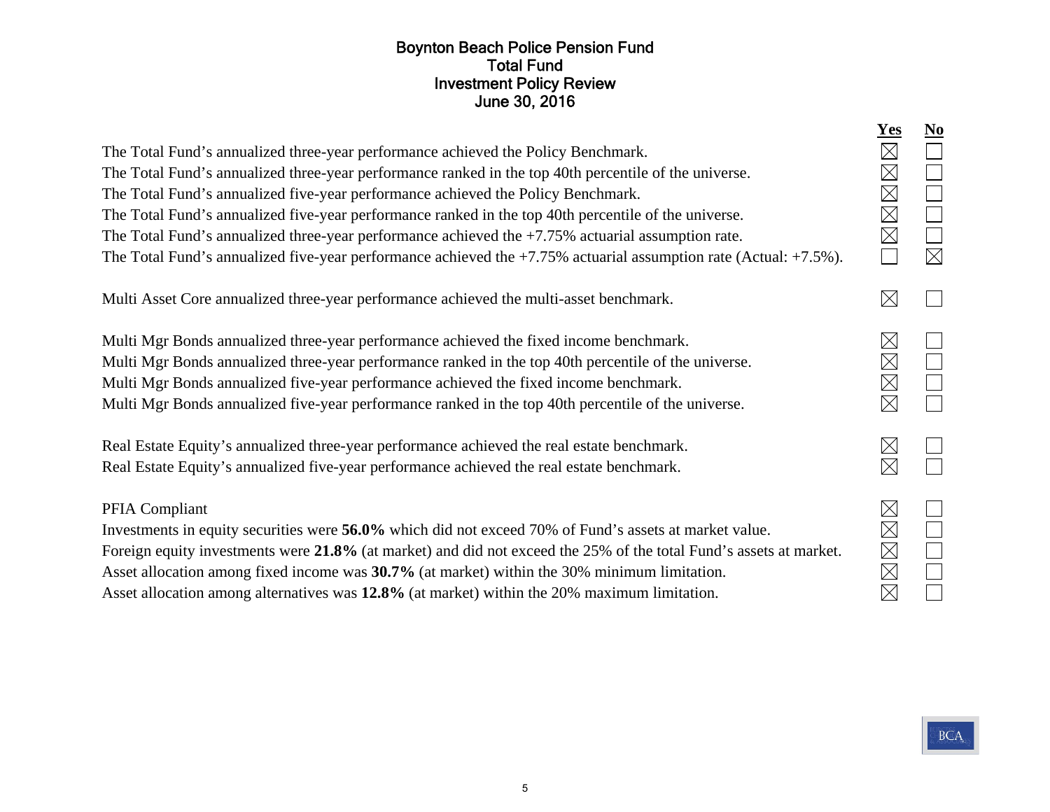# Boynton Beach Police Pension Fund
## Total Fund
## Investment Policy Review
## June 30, 2016

| | Yes | No |
|---|---|---|
| The Total Fund's annualized three-year performance achieved the Policy Benchmark. | ☒ | ☐ |
| The Total Fund's annualized three-year performance ranked in the top 40th percentile of the universe. | ☒ | ☐ |
| The Total Fund's annualized five-year performance achieved the Policy Benchmark. | ☒ | ☐ |
| The Total Fund's annualized five-year performance ranked in the top 40th percentile of the universe. | ☒ | ☐ |
| The Total Fund's annualized three-year performance achieved the +7.75% actuarial assumption rate. | ☒ | ☐ |
| The Total Fund's annualized five-year performance achieved the +7.75% actuarial assumption rate (Actual: +7.5%). | ☐ | ☒ |
| | | |
| Multi Asset Core annualized three-year performance achieved the multi-asset benchmark. | ☒ | ☐ |
| | | |
| Multi Mgr Bonds annualized three-year performance achieved the fixed income benchmark. | ☒ | ☐ |
| Multi Mgr Bonds annualized three-year performance ranked in the top 40th percentile of the universe. | ☒ | ☐ |
| Multi Mgr Bonds annualized five-year performance achieved the fixed income benchmark. | ☒ | ☐ |
| Multi Mgr Bonds annualized five-year performance ranked in the top 40th percentile of the universe. | ☒ | ☐ |
| | | |
| Real Estate Equity's annualized three-year performance achieved the real estate benchmark. | ☒ | ☐ |
| Real Estate Equity's annualized five-year performance achieved the real estate benchmark. | ☒ | ☐ |
| | | |
| PFIA Compliant | ☒ | ☐ |
| Investments in equity securities were **56.0%** which did not exceed 70% of Fund's assets at market value. | ☒ | ☐ |
| Foreign equity investments were **21.8%** (at market) and did not exceed the 25% of the total Fund's assets at market. | ☒ | ☐ |
| Asset allocation among fixed income was **30.7%** (at market) within the 30% minimum limitation. | ☒ | ☐ |
| Asset allocation among alternatives was **12.8%** (at market) within the 20% maximum limitation. | ☒ | ☐ |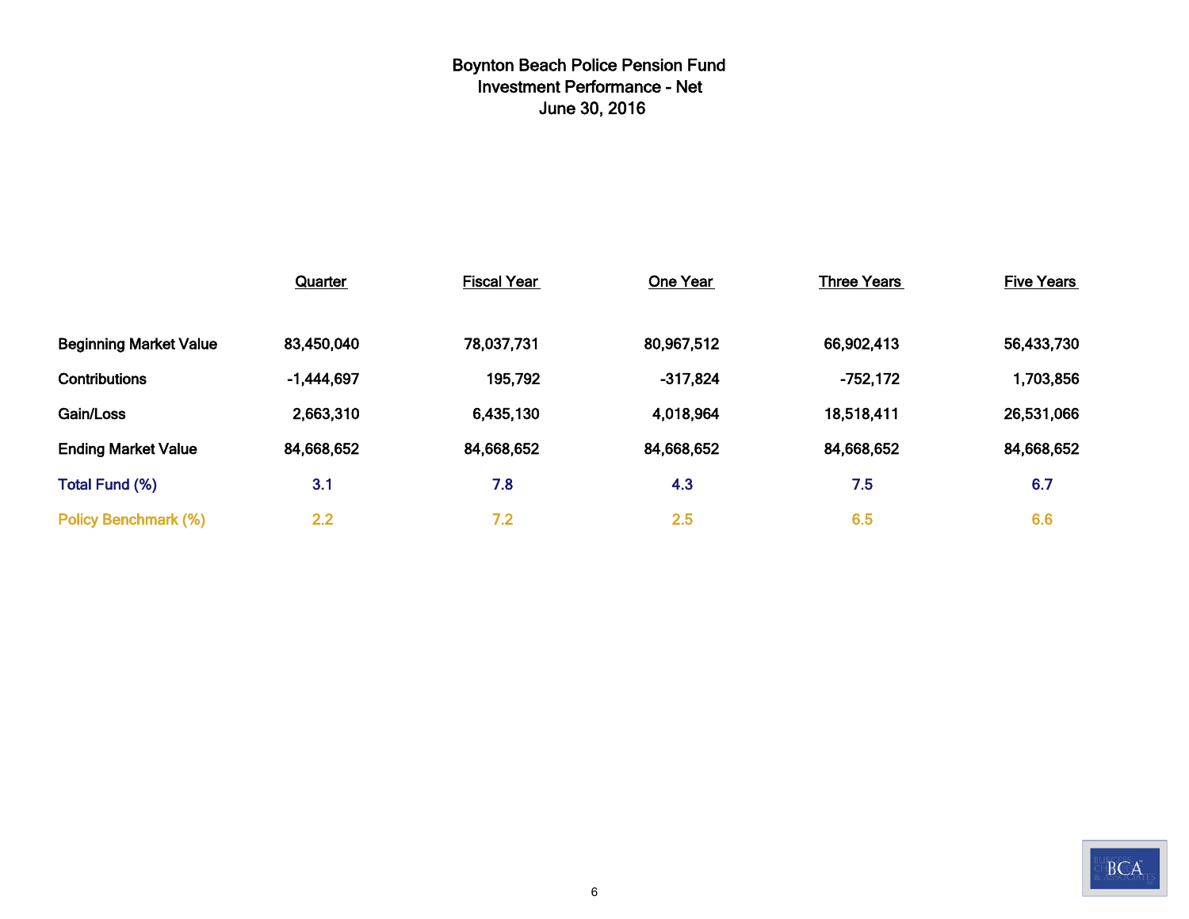# Boynton Beach Police Pension Fund
## Investment Performance - Net
### June 30, 2016

| | Quarter | Fiscal Year | One Year | Three Years | Five Years |
|---|---|---|---|---|---|
| Beginning Market Value | 83,450,040 | 78,037,731 | 80,967,512 | 66,902,413 | 56,433,730 |
| Contributions | -1,444,697 | 195,792 | -317,824 | -752,172 | 1,703,856 |
| Gain/Loss | 2,663,310 | 6,435,130 | 4,018,964 | 18,518,411 | 26,531,066 |
| Ending Market Value | 84,668,652 | 84,668,652 | 84,668,652 | 84,668,652 | 84,668,652 |
| Total Fund (%) | 3.1 | 7.8 | 4.3 | 7.5 | 6.7 |
| Policy Benchmark (%) | 2.2 | 7.2 | 2.5 | 6.5 | 6.6 |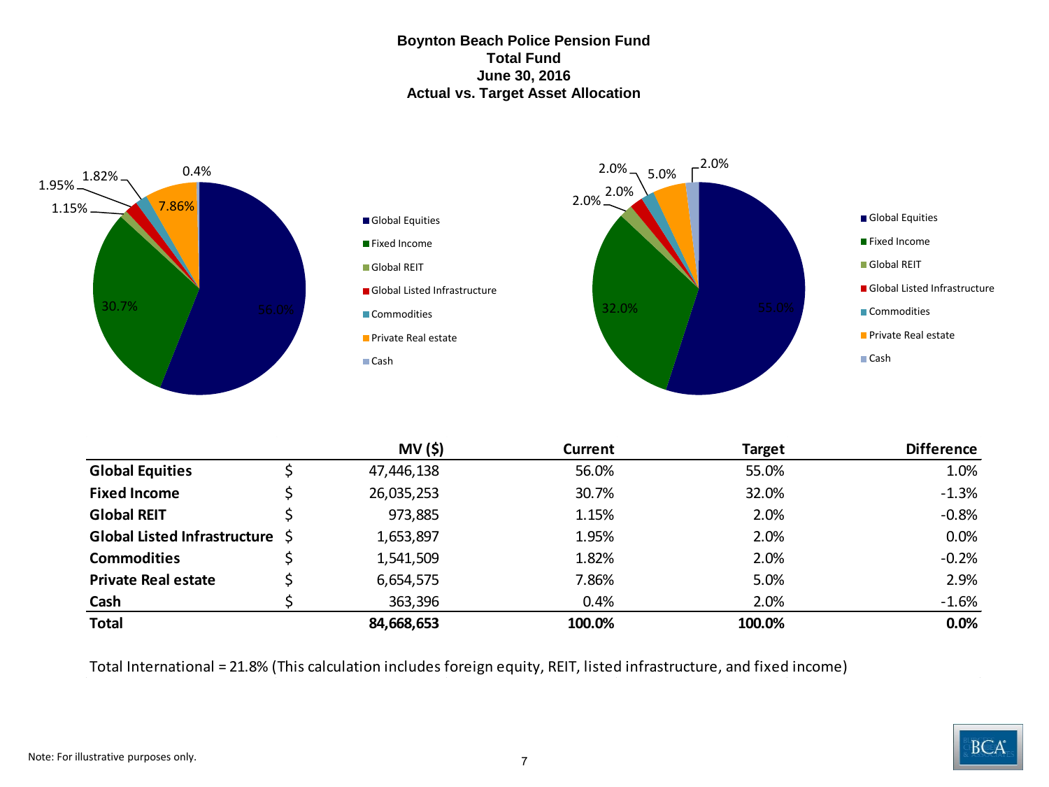# Boynton Beach Police Pension Fund
## Total Fund
## June 30, 2016
## Actual vs. Target Asset Allocation

| | MV ($) | Current | Target | Difference |
|---|---|---|---|---|
| **Global Equities** | $ 47,446,138 | 56.0% | 55.0% | 1.0% |
| **Fixed Income** | $ 26,035,253 | 30.7% | 32.0% | -1.3% |
| **Global REIT** | $ 973,885 | 1.15% | 2.0% | -0.8% |
| **Global Listed Infrastructure** | $ 1,653,897 | 1.95% | 2.0% | 0.0% |
| **Commodities** | $ 1,541,509 | 1.82% | 2.0% | -0.2% |
| **Private Real estate** | $ 6,654,575 | 7.86% | 5.0% | 2.9% |
| **Cash** | $ 363,396 | 0.4% | 2.0% | -1.6% |
| **Total** | **84,668,653** | **100.0%** | **100.0%** | **0.0%** |

Total International = 21.8% (This calculation includes foreign equity, REIT, listed infrastructure, and fixed income)

Note: For illustrative purposes only.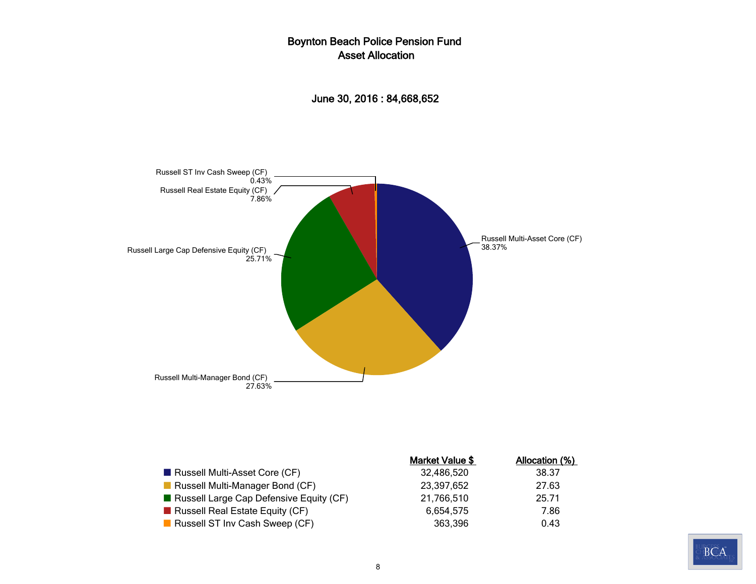# Boynton Beach Police Pension Fund
## Asset Allocation

**June 30, 2016 : 84,668,652**

| | Market Value $ | Allocation (%) |
|---|---|---|
| Russell Multi-Asset Core (CF) | 32,486,520 | 38.37 |
| Russell Multi-Manager Bond (CF) | 23,397,652 | 27.63 |
| Russell Large Cap Defensive Equity (CF) | 21,766,510 | 25.71 |
| Russell Real Estate Equity (CF) | 6,654,575 | 7.86 |
| Russell ST Inv Cash Sweep (CF) | 363,396 | 0.43 |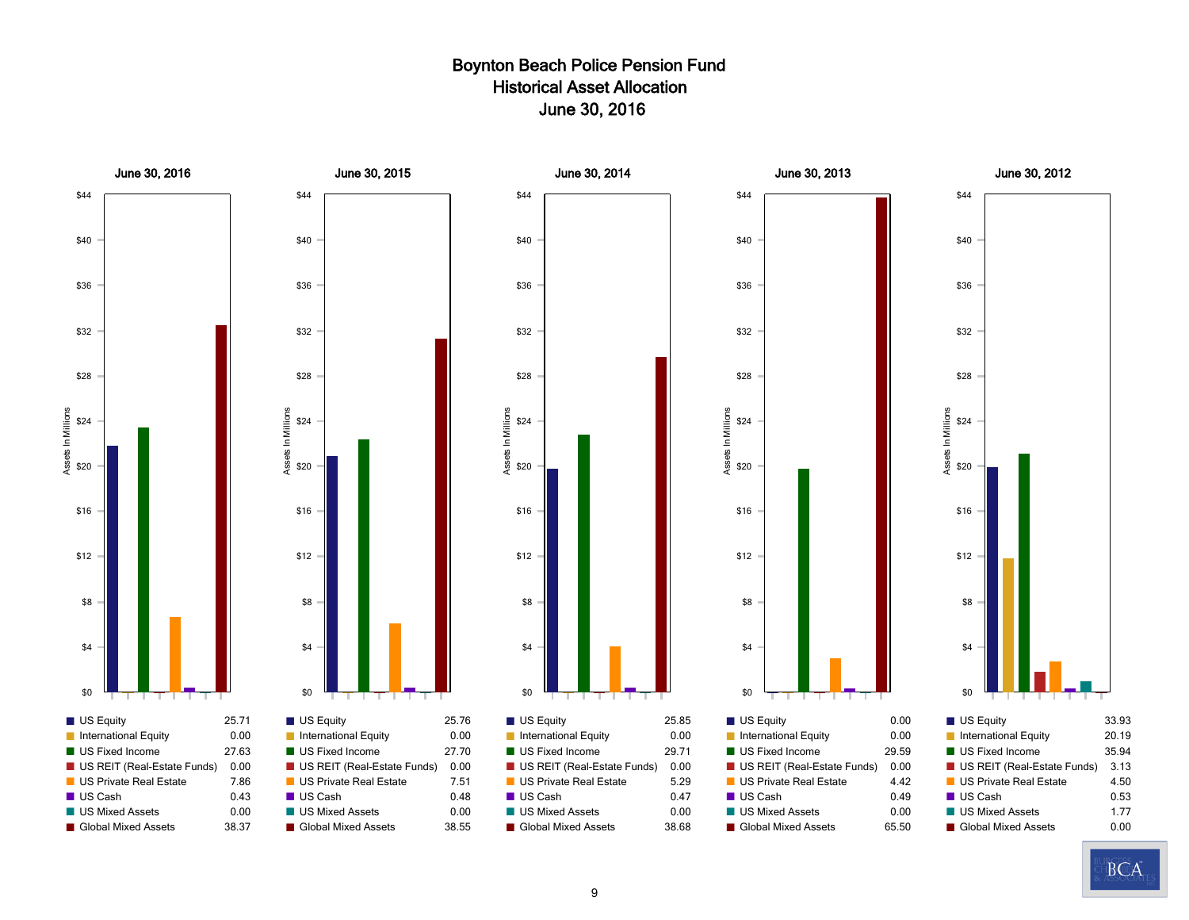# Boynton Beach Police Pension Fund
## Historical Asset Allocation
## June 30, 2016

| Asset Class | June 30, 2016 | June 30, 2015 | June 30, 2014 | June 30, 2013 | June 30, 2012 |
|---|---|---|---|---|---|
| US Equity | 25.71 | 25.76 | 25.85 | 0.00 | 33.93 |
| International Equity | 0.00 | 0.00 | 0.00 | 0.00 | 20.19 |
| US Fixed Income | 27.63 | 27.70 | 29.71 | 29.59 | 35.94 |
| US REIT (Real-Estate Funds) | 0.00 | 0.00 | 0.00 | 0.00 | 3.13 |
| US Private Real Estate | 7.86 | 7.51 | 5.29 | 4.42 | 4.50 |
| US Cash | 0.43 | 0.48 | 0.47 | 0.49 | 0.53 |
| US Mixed Assets | 0.00 | 0.00 | 0.00 | 0.00 | 1.77 |
| Global Mixed Assets | 38.37 | 38.55 | 38.68 | 65.50 | 0.00 |

Charts: Assets In Millions ($0 – $44)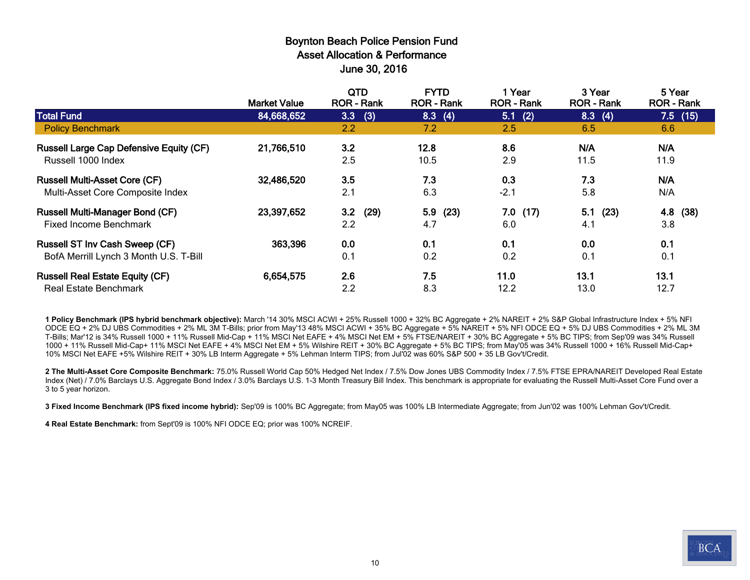# Boynton Beach Police Pension Fund
## Asset Allocation & Performance
### June 30, 2016

| | Market Value | QTD ROR - Rank | FYTD ROR - Rank | 1 Year ROR - Rank | 3 Year ROR - Rank | 5 Year ROR - Rank |
|---|---|---|---|---|---|---|
| **Total Fund** | 84,668,652 | 3.3 (3) | 8.3 (4) | 5.1 (2) | 8.3 (4) | 7.5 (15) |
| Policy Benchmark | | 2.2 | 7.2 | 2.5 | 6.5 | 6.6 |
| **Russell Large Cap Defensive Equity (CF)** | 21,766,510 | 3.2 | 12.8 | 8.6 | N/A | N/A |
| Russell 1000 Index | | 2.5 | 10.5 | 2.9 | 11.5 | 11.9 |
| **Russell Multi-Asset Core (CF)** | 32,486,520 | 3.5 | 7.3 | 0.3 | 7.3 | N/A |
| Multi-Asset Core Composite Index | | 2.1 | 6.3 | -2.1 | 5.8 | N/A |
| **Russell Multi-Manager Bond (CF)** | 23,397,652 | 3.2 (29) | 5.9 (23) | 7.0 (17) | 5.1 (23) | 4.8 (38) |
| Fixed Income Benchmark | | 2.2 | 4.7 | 6.0 | 4.1 | 3.8 |
| **Russell ST Inv Cash Sweep (CF)** | 363,396 | 0.0 | 0.1 | 0.1 | 0.0 | 0.1 |
| BofA Merrill Lynch 3 Month U.S. T-Bill | | 0.1 | 0.2 | 0.2 | 0.1 | 0.1 |
| **Russell Real Estate Equity (CF)** | 6,654,575 | 2.6 | 7.5 | 11.0 | 13.1 | 13.1 |
| Real Estate Benchmark | | 2.2 | 8.3 | 12.2 | 13.0 | 12.7 |

**1 Policy Benchmark (IPS hybrid benchmark objective):** March '14 30% MSCI ACWI + 25% Russell 1000 + 32% BC Aggregate + 2% NAREIT + 2% S&P Global Infrastructure Index + 5% NFI ODCE EQ + 2% DJ UBS Commodities + 2% ML 3M T-Bills; prior from May'13 48% MSCI ACWI + 35% BC Aggregate + 5% NAREIT + 5% NFI ODCE EQ + 5% DJ UBS Commodities + 2% ML 3M T-Bills; Mar'12 is 34% Russell 1000 + 11% Russell Mid-Cap + 11% MSCI Net EAFE + 4% MSCI Net EM + 5% FTSE/NAREIT + 30% BC Aggregate + 5% BC TIPS; from Sep'09 was 34% Russell 1000 + 11% Russell Mid-Cap+ 11% MSCI Net EAFE + 4% MSCI Net EM + 5% Wilshire REIT + 30% BC Aggregate + 5% BC TIPS; from May'05 was 34% Russell 1000 + 16% Russell Mid-Cap+ 10% MSCI Net EAFE +5% Wilshire REIT + 30% LB Interm Aggregate + 5% Lehman Interm TIPS; from Jul'02 was 60% S&P 500 + 35 LB Gov't/Credit.

**2 The Multi-Asset Core Composite Benchmark:** 75.0% Russell World Cap 50% Hedged Net Index / 7.5% Dow Jones UBS Commodity Index / 7.5% FTSE EPRA/NAREIT Developed Real Estate Index (Net) / 7.0% Barclays U.S. Aggregate Bond Index / 3.0% Barclays U.S. 1-3 Month Treasury Bill Index. This benchmark is appropriate for evaluating the Russell Multi-Asset Core Fund over a 3 to 5 year horizon.

**3 Fixed Income Benchmark (IPS fixed income hybrid):** Sep'09 is 100% BC Aggregate; from May05 was 100% LB Intermediate Aggregate; from Jun'02 was 100% Lehman Gov't/Credit.

**4 Real Estate Benchmark:** from Sept'09 is 100% NFI ODCE EQ; prior was 100% NCREIF.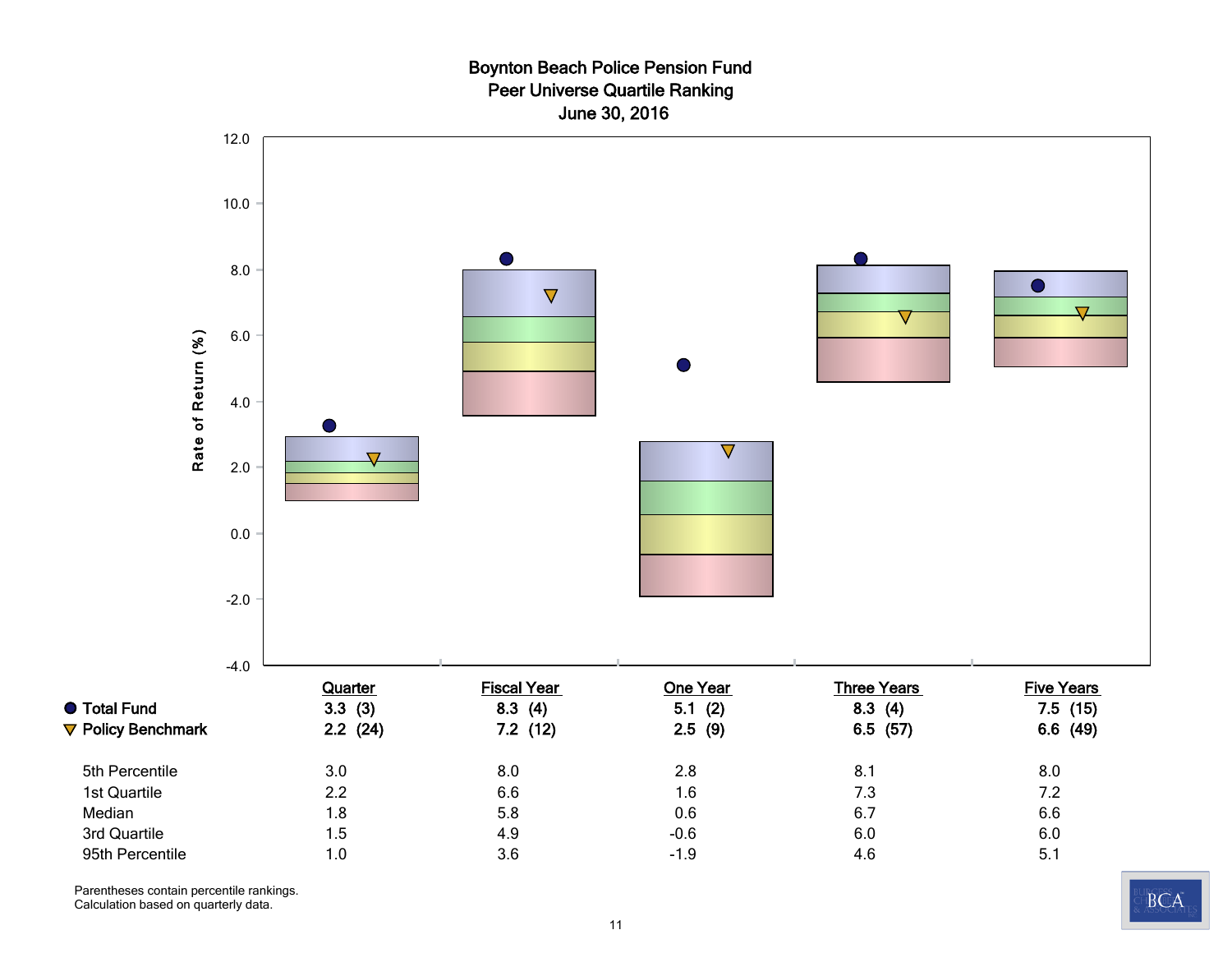# Boynton Beach Police Pension Fund
## Peer Universe Quartile Ranking
### June 30, 2016

| | Quarter | Fiscal Year | One Year | Three Years | Five Years |
|---|---|---|---|---|---|
| **Total Fund** | **3.3 (3)** | **8.3 (4)** | **5.1 (2)** | **8.3 (4)** | **7.5 (15)** |
| **Policy Benchmark** | **2.2 (24)** | **7.2 (12)** | **2.5 (9)** | **6.5 (57)** | **6.6 (49)** |
| 5th Percentile | 3.0 | 8.0 | 2.8 | 8.1 | 8.0 |
| 1st Quartile | 2.2 | 6.6 | 1.6 | 7.3 | 7.2 |
| Median | 1.8 | 5.8 | 0.6 | 6.7 | 6.6 |
| 3rd Quartile | 1.5 | 4.9 | -0.6 | 6.0 | 6.0 |
| 95th Percentile | 1.0 | 3.6 | -1.9 | 4.6 | 5.1 |

Parentheses contain percentile rankings.
Calculation based on quarterly data.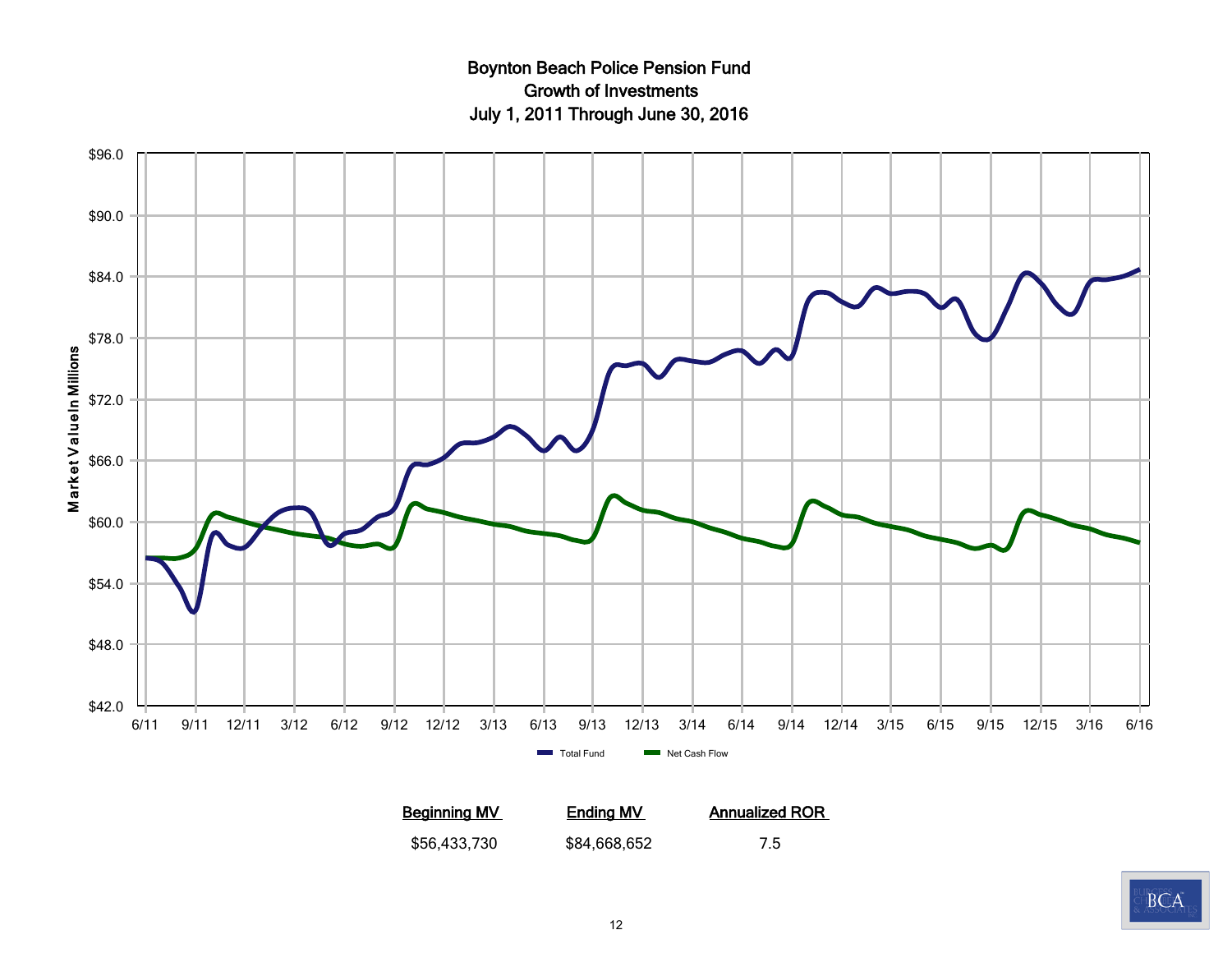# Boynton Beach Police Pension Fund
## Growth of Investments
## July 1, 2011 Through June 30, 2016

| Beginning MV | Ending MV | Annualized ROR |
|---|---|---|
| $56,433,730 | $84,668,652 | 7.5 |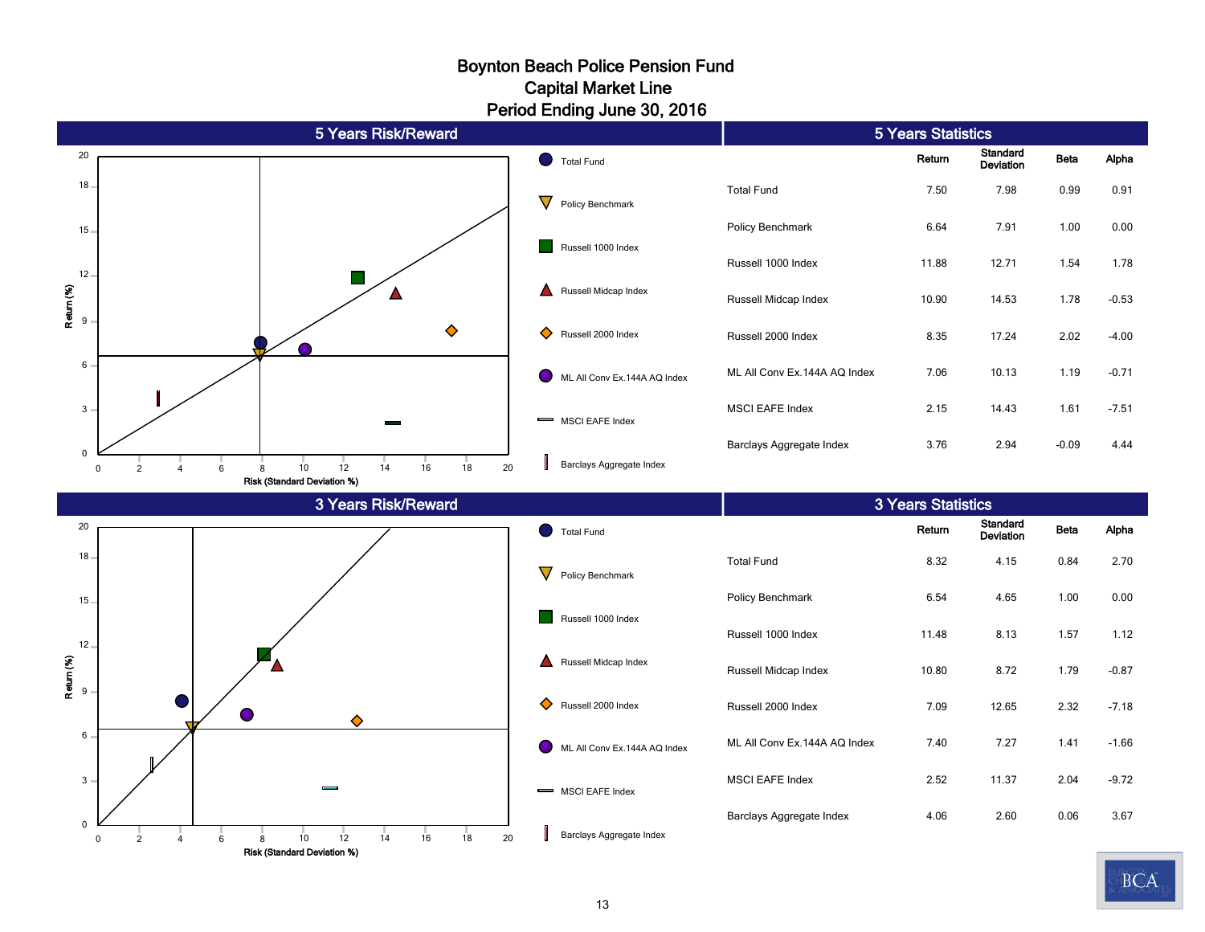# Boynton Beach Police Pension Fund
## Capital Market Line
## Period Ending June 30, 2016

### 5 Years Risk/Reward

Return (%) vs. Risk (Standard Deviation %)

Legend: Total Fund, Policy Benchmark, Russell 1000 Index, Russell Midcap Index, Russell 2000 Index, ML All Conv Ex.144A AQ Index, MSCI EAFE Index, Barclays Aggregate Index

### 5 Years Statistics

| | Return | Standard Deviation | Beta | Alpha |
|---|---|---|---|---|
| Total Fund | 7.50 | 7.98 | 0.99 | 0.91 |
| Policy Benchmark | 6.64 | 7.91 | 1.00 | 0.00 |
| Russell 1000 Index | 11.88 | 12.71 | 1.54 | 1.78 |
| Russell Midcap Index | 10.90 | 14.53 | 1.78 | -0.53 |
| Russell 2000 Index | 8.35 | 17.24 | 2.02 | -4.00 |
| ML All Conv Ex.144A AQ Index | 7.06 | 10.13 | 1.19 | -0.71 |
| MSCI EAFE Index | 2.15 | 14.43 | 1.61 | -7.51 |
| Barclays Aggregate Index | 3.76 | 2.94 | -0.09 | 4.44 |

### 3 Years Risk/Reward

Return (%) vs. Risk (Standard Deviation %)

Legend: Total Fund, Policy Benchmark, Russell 1000 Index, Russell Midcap Index, Russell 2000 Index, ML All Conv Ex.144A AQ Index, MSCI EAFE Index, Barclays Aggregate Index

### 3 Years Statistics

| | Return | Standard Deviation | Beta | Alpha |
|---|---|---|---|---|
| Total Fund | 8.32 | 4.15 | 0.84 | 2.70 |
| Policy Benchmark | 6.54 | 4.65 | 1.00 | 0.00 |
| Russell 1000 Index | 11.48 | 8.13 | 1.57 | 1.12 |
| Russell Midcap Index | 10.80 | 8.72 | 1.79 | -0.87 |
| Russell 2000 Index | 7.09 | 12.65 | 2.32 | -7.18 |
| ML All Conv Ex.144A AQ Index | 7.40 | 7.27 | 1.41 | -1.66 |
| MSCI EAFE Index | 2.52 | 11.37 | 2.04 | -9.72 |
| Barclays Aggregate Index | 4.06 | 2.60 | 0.06 | 3.67 |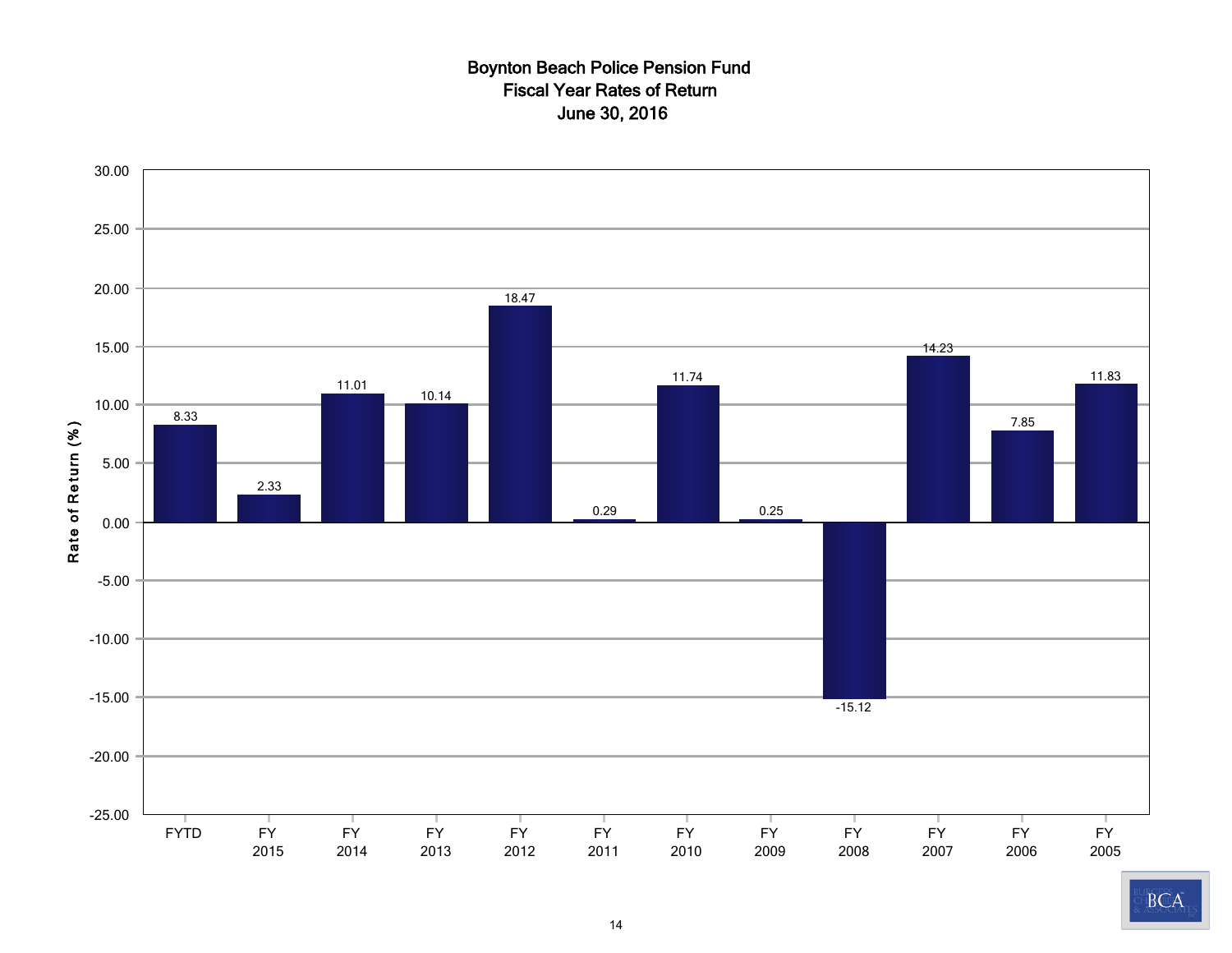# Boynton Beach Police Pension Fund
## Fiscal Year Rates of Return
## June 30, 2016

| Period | Rate of Return (%) |
|---|---|
| FYTD | 8.33 |
| FY 2015 | 2.33 |
| FY 2014 | 11.01 |
| FY 2013 | 10.14 |
| FY 2012 | 18.47 |
| FY 2011 | 0.29 |
| FY 2010 | 11.74 |
| FY 2009 | 0.25 |
| FY 2008 | -15.12 |
| FY 2007 | 14.23 |
| FY 2006 | 7.85 |
| FY 2005 | 11.83 |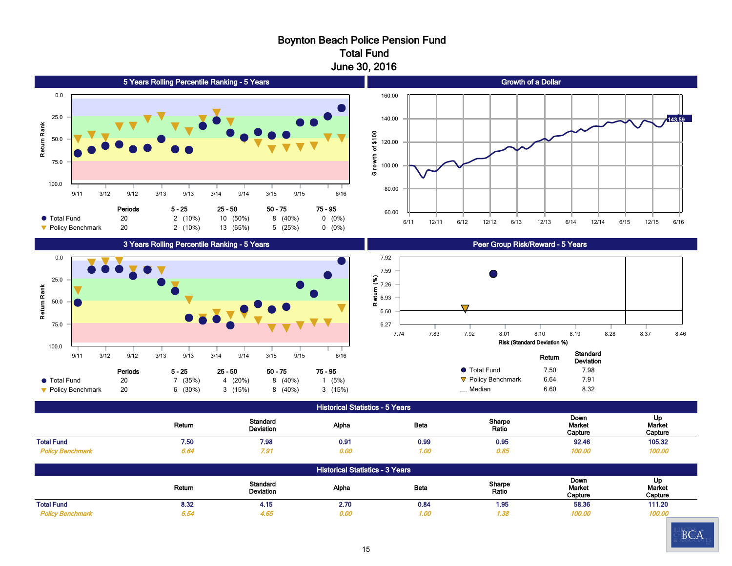# Boynton Beach Police Pension Fund
## Total Fund
### June 30, 2016

## 5 Years Rolling Percentile Ranking - 5 Years

| | Periods | 5 - 25 | 25 - 50 | 50 - 75 | 75 - 95 |
|---|---|---|---|---|---|
| Total Fund | 20 | 2 (10%) | 10 (50%) | 8 (40%) | 0 (0%) |
| Policy Benchmark | 20 | 2 (10%) | 13 (65%) | 5 (25%) | 0 (0%) |

## Growth of a Dollar

143.59

## 3 Years Rolling Percentile Ranking - 5 Years

| | Periods | 5 - 25 | 25 - 50 | 50 - 75 | 75 - 95 |
|---|---|---|---|---|---|
| Total Fund | 20 | 7 (35%) | 4 (20%) | 8 (40%) | 1 (5%) |
| Policy Benchmark | 20 | 6 (30%) | 3 (15%) | 8 (40%) | 3 (15%) |

## Peer Group Risk/Reward - 5 Years

| | Return | Standard Deviation |
|---|---|---|
| Total Fund | 7.50 | 7.98 |
| Policy Benchmark | 6.64 | 7.91 |
| Median | 6.60 | 8.32 |

## Historical Statistics - 5 Years

| | Return | Standard Deviation | Alpha | Beta | Sharpe Ratio | Down Market Capture | Up Market Capture |
|---|---|---|---|---|---|---|---|
| **Total Fund** | 7.50 | 7.98 | 0.91 | 0.99 | 0.95 | 92.46 | 105.32 |
| *Policy Benchmark* | *6.64* | *7.91* | *0.00* | *1.00* | *0.85* | *100.00* | *100.00* |

## Historical Statistics - 3 Years

| | Return | Standard Deviation | Alpha | Beta | Sharpe Ratio | Down Market Capture | Up Market Capture |
|---|---|---|---|---|---|---|---|
| **Total Fund** | 8.32 | 4.15 | 2.70 | 0.84 | 1.95 | 58.36 | 111.20 |
| *Policy Benchmark* | *6.54* | *4.65* | *0.00* | *1.00* | *1.38* | *100.00* | *100.00* |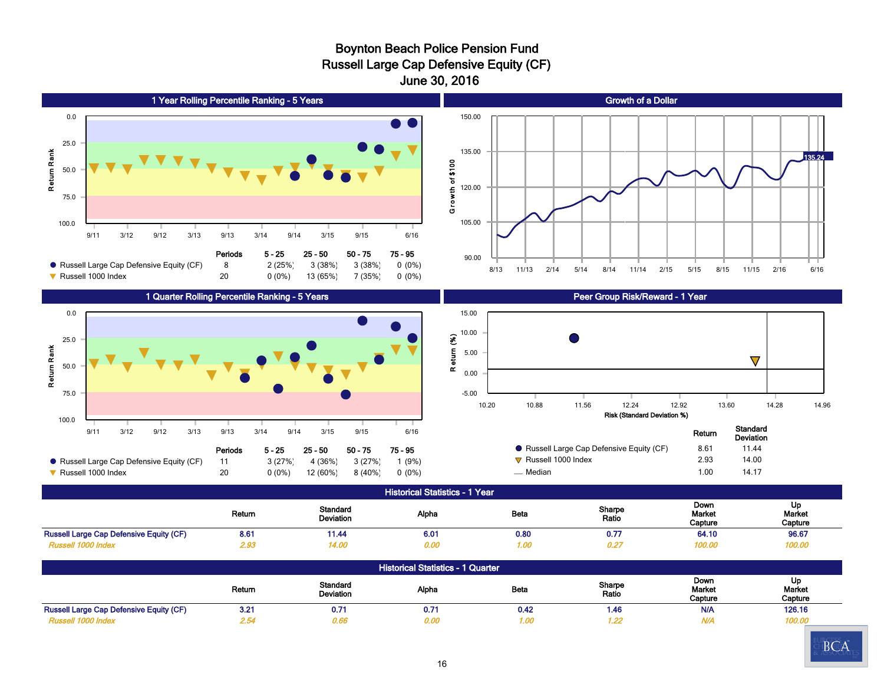# Boynton Beach Police Pension Fund
## Russell Large Cap Defensive Equity (CF)
### June 30, 2016

## 1 Year Rolling Percentile Ranking - 5 Years

| | Periods | 5 - 25 | 25 - 50 | 50 - 75 | 75 - 95 |
|---|---|---|---|---|---|
| Russell Large Cap Defensive Equity (CF) | 8 | 2 (25%) | 3 (38%) | 3 (38%) | 0 (0%) |
| Russell 1000 Index | 20 | 0 (0%) | 13 (65%) | 7 (35%) | 0 (0%) |

## Growth of a Dollar

135.24

## 1 Quarter Rolling Percentile Ranking - 5 Years

| | Periods | 5 - 25 | 25 - 50 | 50 - 75 | 75 - 95 |
|---|---|---|---|---|---|
| Russell Large Cap Defensive Equity (CF) | 11 | 3 (27%) | 4 (36%) | 3 (27%) | 1 (9%) |
| Russell 1000 Index | 20 | 0 (0%) | 12 (60%) | 8 (40%) | 0 (0%) |

## Peer Group Risk/Reward - 1 Year

| | Return | Standard Deviation |
|---|---|---|
| Russell Large Cap Defensive Equity (CF) | 8.61 | 11.44 |
| Russell 1000 Index | 2.93 | 14.00 |
| Median | 1.00 | 14.17 |

## Historical Statistics - 1 Year

| | Return | Standard Deviation | Alpha | Beta | Sharpe Ratio | Down Market Capture | Up Market Capture |
|---|---|---|---|---|---|---|---|
| Russell Large Cap Defensive Equity (CF) | 8.61 | 11.44 | 6.01 | 0.80 | 0.77 | 64.10 | 96.67 |
| *Russell 1000 Index* | *2.93* | *14.00* | *0.00* | *1.00* | *0.27* | *100.00* | *100.00* |

## Historical Statistics - 1 Quarter

| | Return | Standard Deviation | Alpha | Beta | Sharpe Ratio | Down Market Capture | Up Market Capture |
|---|---|---|---|---|---|---|---|
| Russell Large Cap Defensive Equity (CF) | 3.21 | 0.71 | 0.71 | 0.42 | 1.46 | N/A | 126.16 |
| *Russell 1000 Index* | *2.54* | *0.66* | *0.00* | *1.00* | *1.22* | *N/A* | *100.00* |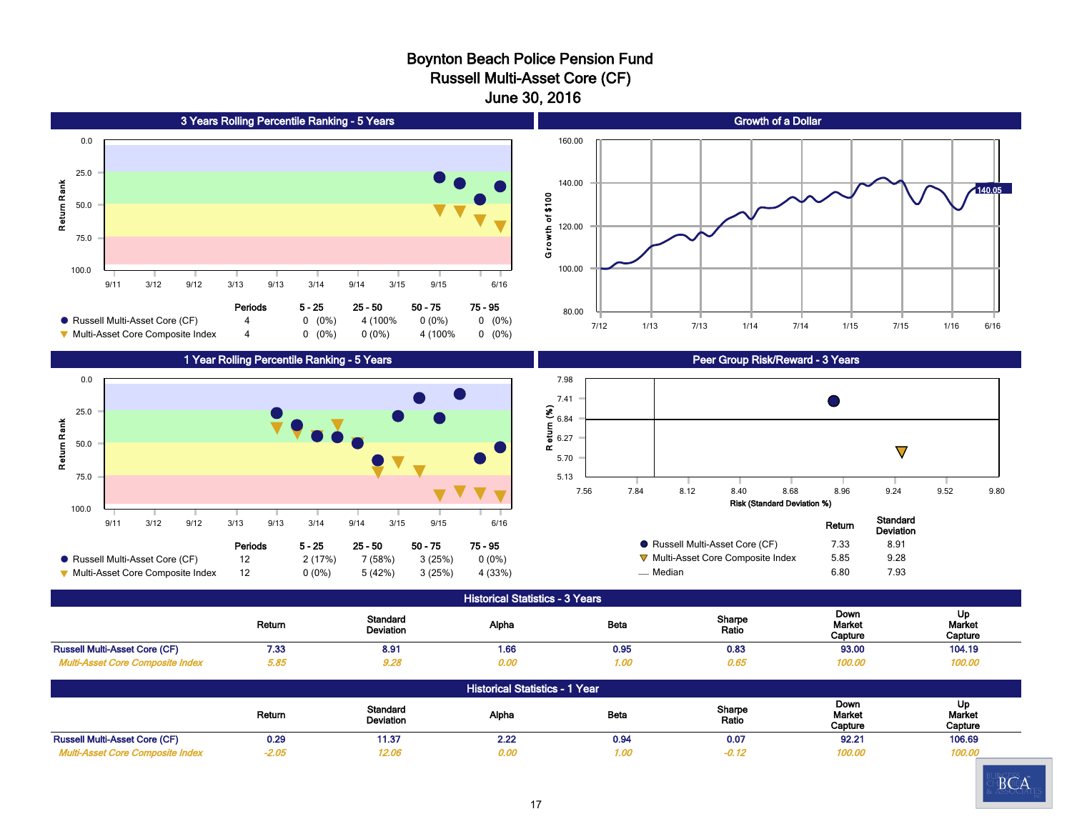# Boynton Beach Police Pension Fund
## Russell Multi-Asset Core (CF)
## June 30, 2016

### 3 Years Rolling Percentile Ranking - 5 Years

| | Periods | 5 - 25 | 25 - 50 | 50 - 75 | 75 - 95 |
|---|---|---|---|---|---|
| Russell Multi-Asset Core (CF) | 4 | 0 (0%) | 4 (100% | 0 (0%) | 0 (0%) |
| Multi-Asset Core Composite Index | 4 | 0 (0%) | 0 (0%) | 4 (100% | 0 (0%) |

### Growth of a Dollar

140.05

### 1 Year Rolling Percentile Ranking - 5 Years

| | Periods | 5 - 25 | 25 - 50 | 50 - 75 | 75 - 95 |
|---|---|---|---|---|---|
| Russell Multi-Asset Core (CF) | 12 | 2 (17%) | 7 (58%) | 3 (25%) | 0 (0%) |
| Multi-Asset Core Composite Index | 12 | 0 (0%) | 5 (42%) | 3 (25%) | 4 (33%) |

### Peer Group Risk/Reward - 3 Years

| | Return | Standard Deviation |
|---|---|---|
| Russell Multi-Asset Core (CF) | 7.33 | 8.91 |
| Multi-Asset Core Composite Index | 5.85 | 9.28 |
| Median | 6.80 | 7.93 |

### Historical Statistics - 3 Years

| | Return | Standard Deviation | Alpha | Beta | Sharpe Ratio | Down Market Capture | Up Market Capture |
|---|---|---|---|---|---|---|---|
| Russell Multi-Asset Core (CF) | 7.33 | 8.91 | 1.66 | 0.95 | 0.83 | 93.00 | 104.19 |
| *Multi-Asset Core Composite Index* | *5.85* | *9.28* | *0.00* | *1.00* | *0.65* | *100.00* | *100.00* |

### Historical Statistics - 1 Year

| | Return | Standard Deviation | Alpha | Beta | Sharpe Ratio | Down Market Capture | Up Market Capture |
|---|---|---|---|---|---|---|---|
| Russell Multi-Asset Core (CF) | 0.29 | 11.37 | 2.22 | 0.94 | 0.07 | 92.21 | 106.69 |
| *Multi-Asset Core Composite Index* | *-2.05* | *12.06* | *0.00* | *1.00* | *-0.12* | *100.00* | *100.00* |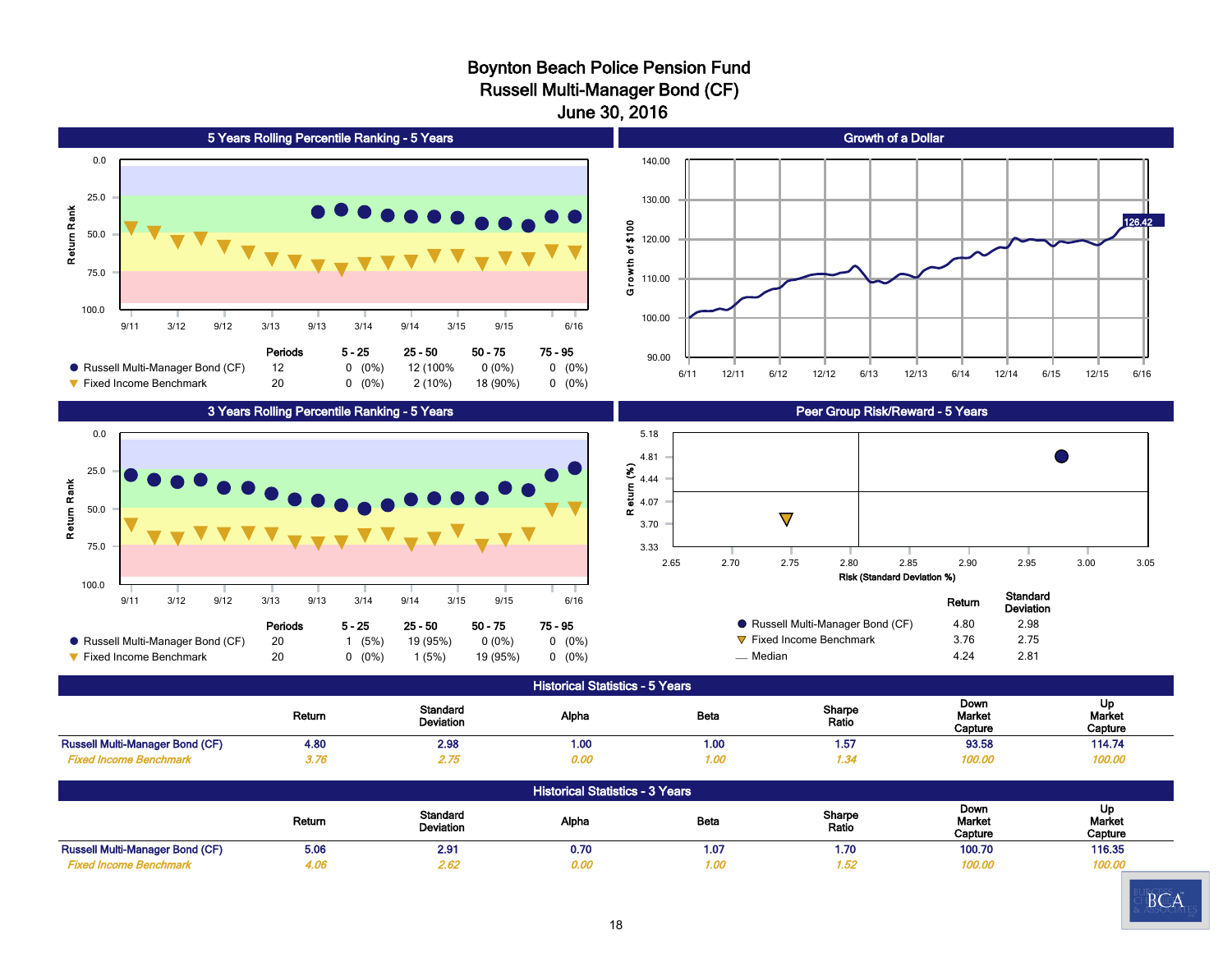# Boynton Beach Police Pension Fund
## Russell Multi-Manager Bond (CF)
## June 30, 2016

### 5 Years Rolling Percentile Ranking - 5 Years

| | Periods | 5 - 25 | 25 - 50 | 50 - 75 | 75 - 95 |
|---|---|---|---|---|---|
| Russell Multi-Manager Bond (CF) | 12 | 0 (0%) | 12 (100% | 0 (0%) | 0 (0%) |
| Fixed Income Benchmark | 20 | 0 (0%) | 2 (10%) | 18 (90%) | 0 (0%) |

### Growth of a Dollar

126.42

### 3 Years Rolling Percentile Ranking - 5 Years

| | Periods | 5 - 25 | 25 - 50 | 50 - 75 | 75 - 95 |
|---|---|---|---|---|---|
| Russell Multi-Manager Bond (CF) | 20 | 1 (5%) | 19 (95%) | 0 (0%) | 0 (0%) |
| Fixed Income Benchmark | 20 | 0 (0%) | 1 (5%) | 19 (95%) | 0 (0%) |

### Peer Group Risk/Reward - 5 Years

| | Return | Standard Deviation |
|---|---|---|
| Russell Multi-Manager Bond (CF) | 4.80 | 2.98 |
| Fixed Income Benchmark | 3.76 | 2.75 |
| Median | 4.24 | 2.81 |

### Historical Statistics - 5 Years

| | Return | Standard Deviation | Alpha | Beta | Sharpe Ratio | Down Market Capture | Up Market Capture |
|---|---|---|---|---|---|---|---|
| Russell Multi-Manager Bond (CF) | 4.80 | 2.98 | 1.00 | 1.00 | 1.57 | 93.58 | 114.74 |
| *Fixed Income Benchmark* | *3.76* | *2.75* | *0.00* | *1.00* | *1.34* | *100.00* | *100.00* |

### Historical Statistics - 3 Years

| | Return | Standard Deviation | Alpha | Beta | Sharpe Ratio | Down Market Capture | Up Market Capture |
|---|---|---|---|---|---|---|---|
| Russell Multi-Manager Bond (CF) | 5.06 | 2.91 | 0.70 | 1.07 | 1.70 | 100.70 | 116.35 |
| *Fixed Income Benchmark* | *4.06* | *2.62* | *0.00* | *1.00* | *1.52* | *100.00* | *100.00* |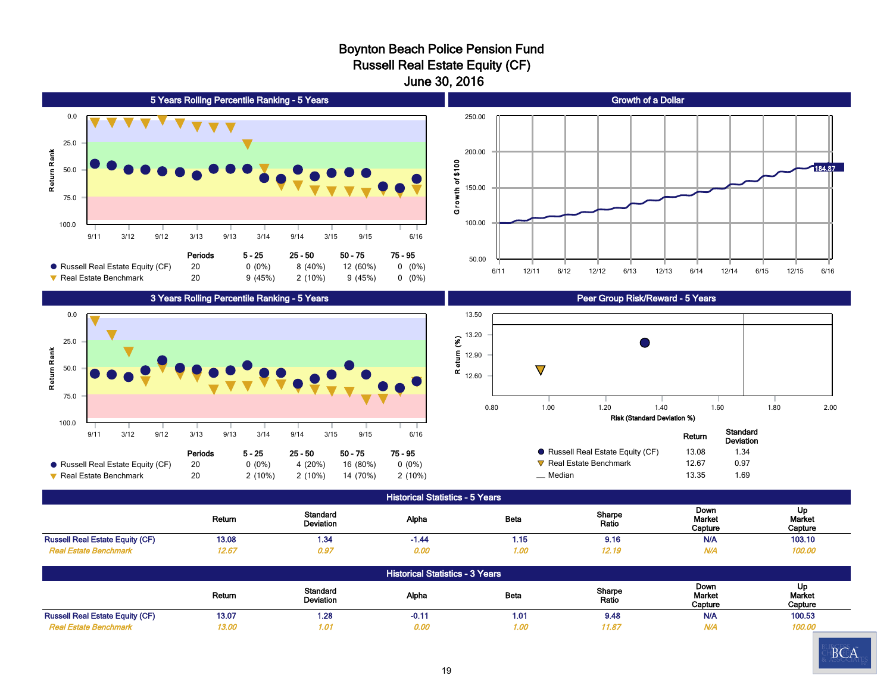# Boynton Beach Police Pension Fund
## Russell Real Estate Equity (CF)
### June 30, 2016

## 5 Years Rolling Percentile Ranking - 5 Years

| | Periods | 5 - 25 | 25 - 50 | 50 - 75 | 75 - 95 |
|---|---|---|---|---|---|
| Russell Real Estate Equity (CF) | 20 | 0 (0%) | 8 (40%) | 12 (60%) | 0 (0%) |
| Real Estate Benchmark | 20 | 9 (45%) | 2 (10%) | 9 (45%) | 0 (0%) |

## Growth of a Dollar

184.87

## 3 Years Rolling Percentile Ranking - 5 Years

| | Periods | 5 - 25 | 25 - 50 | 50 - 75 | 75 - 95 |
|---|---|---|---|---|---|
| Russell Real Estate Equity (CF) | 20 | 0 (0%) | 4 (20%) | 16 (80%) | 0 (0%) |
| Real Estate Benchmark | 20 | 2 (10%) | 2 (10%) | 14 (70%) | 2 (10%) |

## Peer Group Risk/Reward - 5 Years

| | Return | Standard Deviation |
|---|---|---|
| Russell Real Estate Equity (CF) | 13.08 | 1.34 |
| Real Estate Benchmark | 12.67 | 0.97 |
| Median | 13.35 | 1.69 |

## Historical Statistics - 5 Years

| | Return | Standard Deviation | Alpha | Beta | Sharpe Ratio | Down Market Capture | Up Market Capture |
|---|---|---|---|---|---|---|---|
| Russell Real Estate Equity (CF) | 13.08 | 1.34 | -1.44 | 1.15 | 9.16 | N/A | 103.10 |
| *Real Estate Benchmark* | *12.67* | *0.97* | *0.00* | *1.00* | *12.19* | *N/A* | *100.00* |

## Historical Statistics - 3 Years

| | Return | Standard Deviation | Alpha | Beta | Sharpe Ratio | Down Market Capture | Up Market Capture |
|---|---|---|---|---|---|---|---|
| Russell Real Estate Equity (CF) | 13.07 | 1.28 | -0.11 | 1.01 | 9.48 | N/A | 100.53 |
| *Real Estate Benchmark* | *13.00* | *1.01* | *0.00* | *1.00* | *11.87* | *N/A* | *100.00* |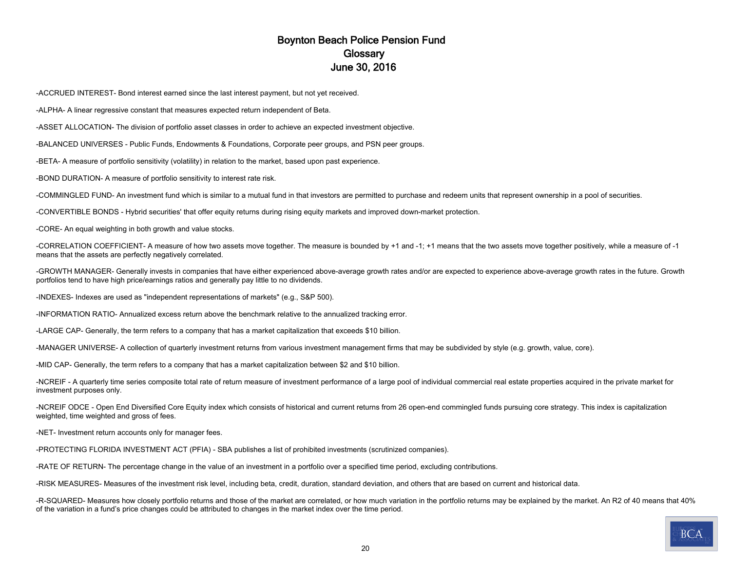# Boynton Beach Police Pension Fund
## Glossary
## June 30, 2016

-ACCRUED INTEREST- Bond interest earned since the last interest payment, but not yet received.

-ALPHA- A linear regressive constant that measures expected return independent of Beta.

-ASSET ALLOCATION- The division of portfolio asset classes in order to achieve an expected investment objective.

-BALANCED UNIVERSES - Public Funds, Endowments & Foundations, Corporate peer groups, and PSN peer groups.

-BETA- A measure of portfolio sensitivity (volatility) in relation to the market, based upon past experience.

-BOND DURATION- A measure of portfolio sensitivity to interest rate risk.

-COMMINGLED FUND- An investment fund which is similar to a mutual fund in that investors are permitted to purchase and redeem units that represent ownership in a pool of securities.

-CONVERTIBLE BONDS - Hybrid securities' that offer equity returns during rising equity markets and improved down-market protection.

-CORE- An equal weighting in both growth and value stocks.

-CORRELATION COEFFICIENT- A measure of how two assets move together. The measure is bounded by +1 and -1; +1 means that the two assets move together positively, while a measure of -1 means that the assets are perfectly negatively correlated.

-GROWTH MANAGER- Generally invests in companies that have either experienced above-average growth rates and/or are expected to experience above-average growth rates in the future. Growth portfolios tend to have high price/earnings ratios and generally pay little to no dividends.

-INDEXES- Indexes are used as "independent representations of markets" (e.g., S&P 500).

-INFORMATION RATIO- Annualized excess return above the benchmark relative to the annualized tracking error.

-LARGE CAP- Generally, the term refers to a company that has a market capitalization that exceeds $10 billion.

-MANAGER UNIVERSE- A collection of quarterly investment returns from various investment management firms that may be subdivided by style (e.g. growth, value, core).

-MID CAP- Generally, the term refers to a company that has a market capitalization between $2 and $10 billion.

-NCREIF - A quarterly time series composite total rate of return measure of investment performance of a large pool of individual commercial real estate properties acquired in the private market for investment purposes only.

-NCREIF ODCE - Open End Diversified Core Equity index which consists of historical and current returns from 26 open-end commingled funds pursuing core strategy. This index is capitalization weighted, time weighted and gross of fees.

-NET- Investment return accounts only for manager fees.

-PROTECTING FLORIDA INVESTMENT ACT (PFIA) - SBA publishes a list of prohibited investments (scrutinized companies).

-RATE OF RETURN- The percentage change in the value of an investment in a portfolio over a specified time period, excluding contributions.

-RISK MEASURES- Measures of the investment risk level, including beta, credit, duration, standard deviation, and others that are based on current and historical data.

-R-SQUARED- Measures how closely portfolio returns and those of the market are correlated, or how much variation in the portfolio returns may be explained by the market. An R2 of 40 means that 40% of the variation in a fund's price changes could be attributed to changes in the market index over the time period.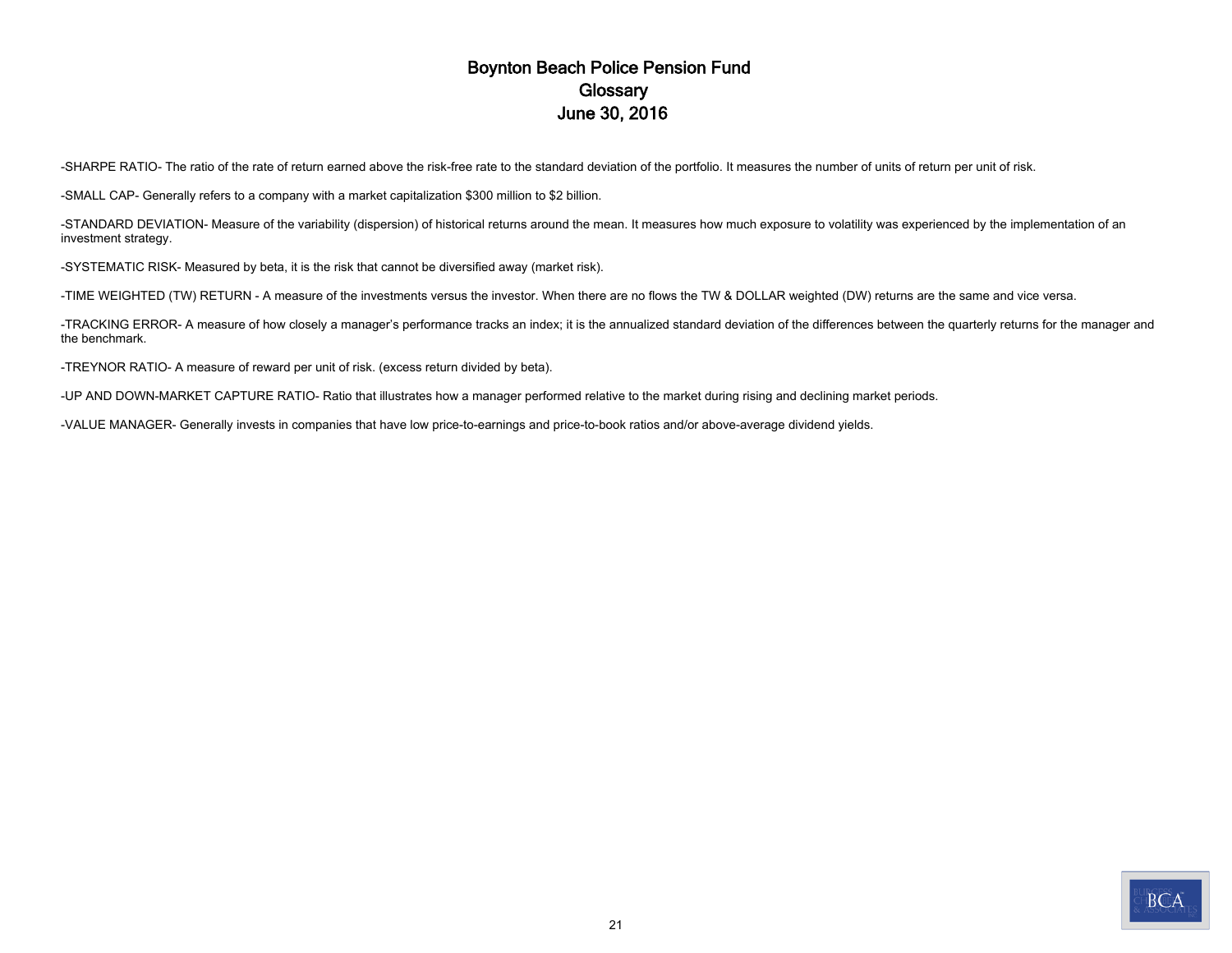# Boynton Beach Police Pension Fund
## Glossary
## June 30, 2016

-SHARPE RATIO- The ratio of the rate of return earned above the risk-free rate to the standard deviation of the portfolio. It measures the number of units of return per unit of risk.

-SMALL CAP- Generally refers to a company with a market capitalization $300 million to $2 billion.

-STANDARD DEVIATION- Measure of the variability (dispersion) of historical returns around the mean. It measures how much exposure to volatility was experienced by the implementation of an investment strategy.

-SYSTEMATIC RISK- Measured by beta, it is the risk that cannot be diversified away (market risk).

-TIME WEIGHTED (TW) RETURN - A measure of the investments versus the investor. When there are no flows the TW & DOLLAR weighted (DW) returns are the same and vice versa.

-TRACKING ERROR- A measure of how closely a manager's performance tracks an index; it is the annualized standard deviation of the differences between the quarterly returns for the manager and the benchmark.

-TREYNOR RATIO- A measure of reward per unit of risk. (excess return divided by beta).

-UP AND DOWN-MARKET CAPTURE RATIO- Ratio that illustrates how a manager performed relative to the market during rising and declining market periods.

-VALUE MANAGER- Generally invests in companies that have low price-to-earnings and price-to-book ratios and/or above-average dividend yields.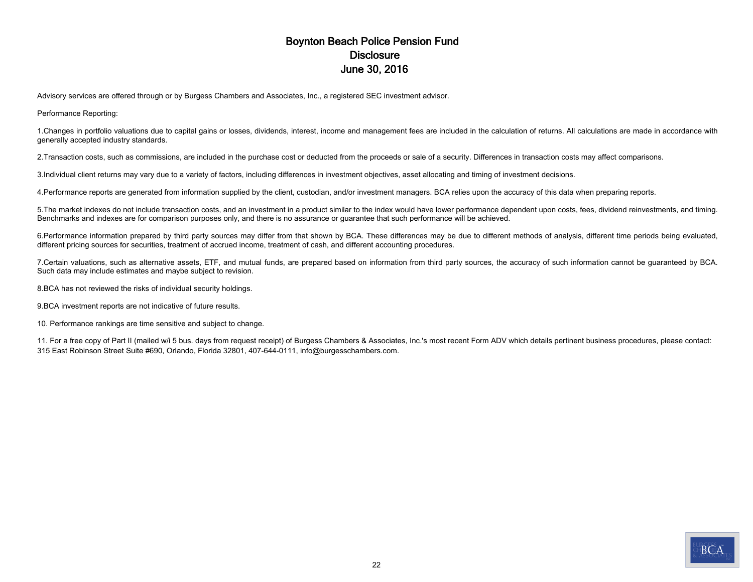# Boynton Beach Police Pension Fund
## Disclosure
## June 30, 2016

Advisory services are offered through or by Burgess Chambers and Associates, Inc., a registered SEC investment advisor.

Performance Reporting:

1.Changes in portfolio valuations due to capital gains or losses, dividends, interest, income and management fees are included in the calculation of returns. All calculations are made in accordance with generally accepted industry standards.

2.Transaction costs, such as commissions, are included in the purchase cost or deducted from the proceeds or sale of a security. Differences in transaction costs may affect comparisons.

3.Individual client returns may vary due to a variety of factors, including differences in investment objectives, asset allocating and timing of investment decisions.

4.Performance reports are generated from information supplied by the client, custodian, and/or investment managers. BCA relies upon the accuracy of this data when preparing reports.

5.The market indexes do not include transaction costs, and an investment in a product similar to the index would have lower performance dependent upon costs, fees, dividend reinvestments, and timing. Benchmarks and indexes are for comparison purposes only, and there is no assurance or guarantee that such performance will be achieved.

6.Performance information prepared by third party sources may differ from that shown by BCA. These differences may be due to different methods of analysis, different time periods being evaluated, different pricing sources for securities, treatment of accrued income, treatment of cash, and different accounting procedures.

7.Certain valuations, such as alternative assets, ETF, and mutual funds, are prepared based on information from third party sources, the accuracy of such information cannot be guaranteed by BCA. Such data may include estimates and maybe subject to revision.

8.BCA has not reviewed the risks of individual security holdings.

9.BCA investment reports are not indicative of future results.

10. Performance rankings are time sensitive and subject to change.

11. For a free copy of Part II (mailed w/i 5 bus. days from request receipt) of Burgess Chambers & Associates, Inc.'s most recent Form ADV which details pertinent business procedures, please contact: 315 East Robinson Street Suite #690, Orlando, Florida 32801, 407-644-0111, info@burgesschambers.com.